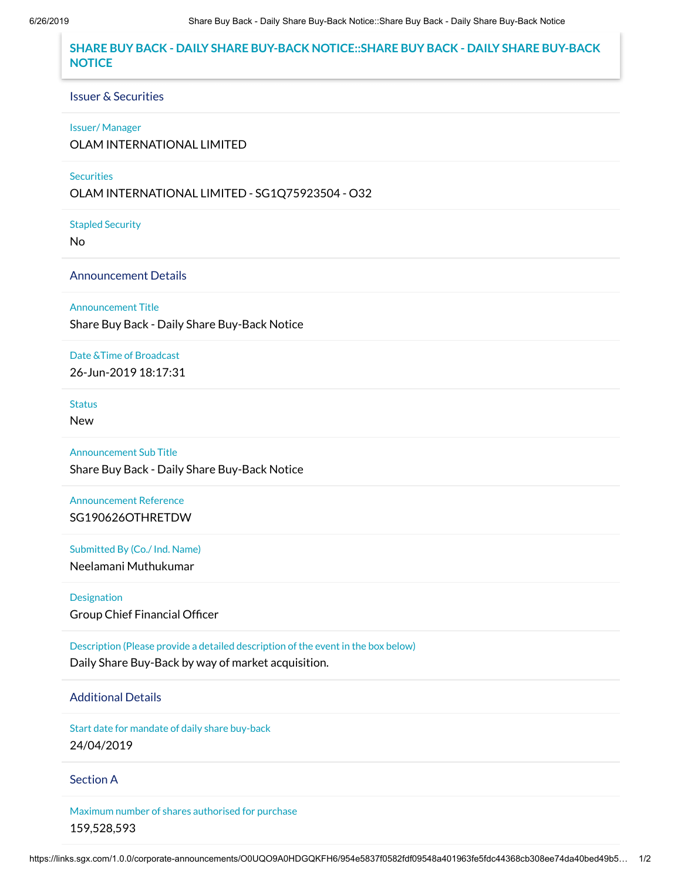# SHARE BUY BACK - DAILY SHARE BUY-BACK NOTICE::SHARE BUY BACK - DAILY SHARE BUY-BACK NOTICE

## Issuer & Securities

**Issuer/ Manager**

OLAM INTERNATIONAL LIMITED

**Securities**

OLAM INTERNATIONAL LIMITED - SG1Q75923504 - O32

**Stapled Security**

No

## Announcement Details

**Announcement Title**

Share Buy Back - Daily Share Buy-Back Notice

**Date &Time of Broadcast**

26-Jun-2019 18:17:31

**Status**

New

**Announcement Sub Title**

Share Buy Back - Daily Share Buy-Back Notice

**Announcement Reference**

SG190626OTHRETDW

**Submitted By (Co./ Ind. Name)**

Neelamani Muthukumar

**Designation**

Group Chief Financial Officer

**Description (Please provide a detailed description of the event in the box below)**

Daily Share Buy-Back by way of market acquisition.

## Additional Details

**Start date for mandate of daily share buy-back**

24/04/2019

## Section A

**Maximum number of shares authorised for purchase**

159,528,593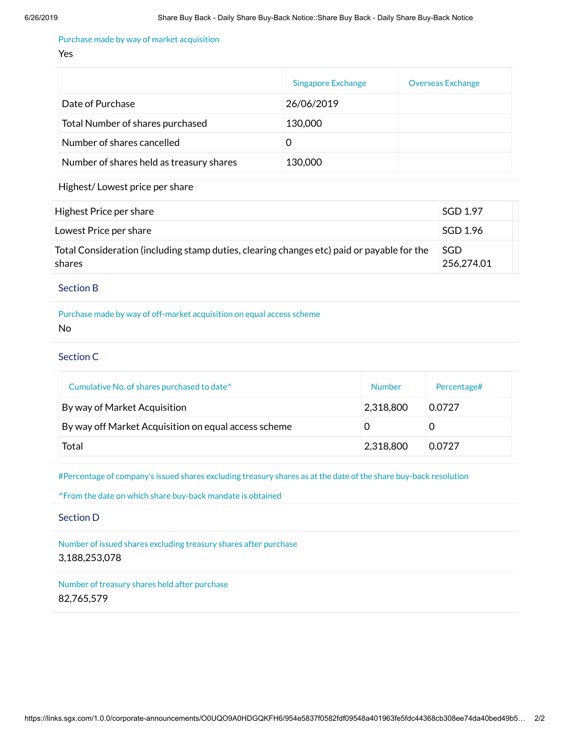Purchase made by way of market acquisition

Yes

| | Singapore Exchange | Overseas Exchange |
|---|---|---|
| Date of Purchase | 26/06/2019 | |
| Total Number of shares purchased | 130,000 | |
| Number of shares cancelled | 0 | |
| Number of shares held as treasury shares | 130,000 | |

Highest/ Lowest price per share

| | |
|---|---|
| Highest Price per share | SGD 1.97 |
| Lowest Price per share | SGD 1.96 |
| Total Consideration (including stamp duties, clearing changes etc) paid or payable for the shares | SGD 256,274.01 |

## Section B

Purchase made by way of off-market acquisition on equal access scheme

No

## Section C

| Cumulative No. of shares purchased to date^ | Number | Percentage# |
|---|---|---|
| By way of Market Acquisition | 2,318,800 | 0.0727 |
| By way off Market Acquisition on equal access scheme | 0 | 0 |
| Total | 2,318,800 | 0.0727 |

#Percentage of company's issued shares excluding treasury shares as at the date of the share buy-back resolution

^From the date on which share buy-back mandate is obtained

## Section D

Number of issued shares excluding treasury shares after purchase

3,188,253,078

Number of treasury shares held after purchase

82,765,579